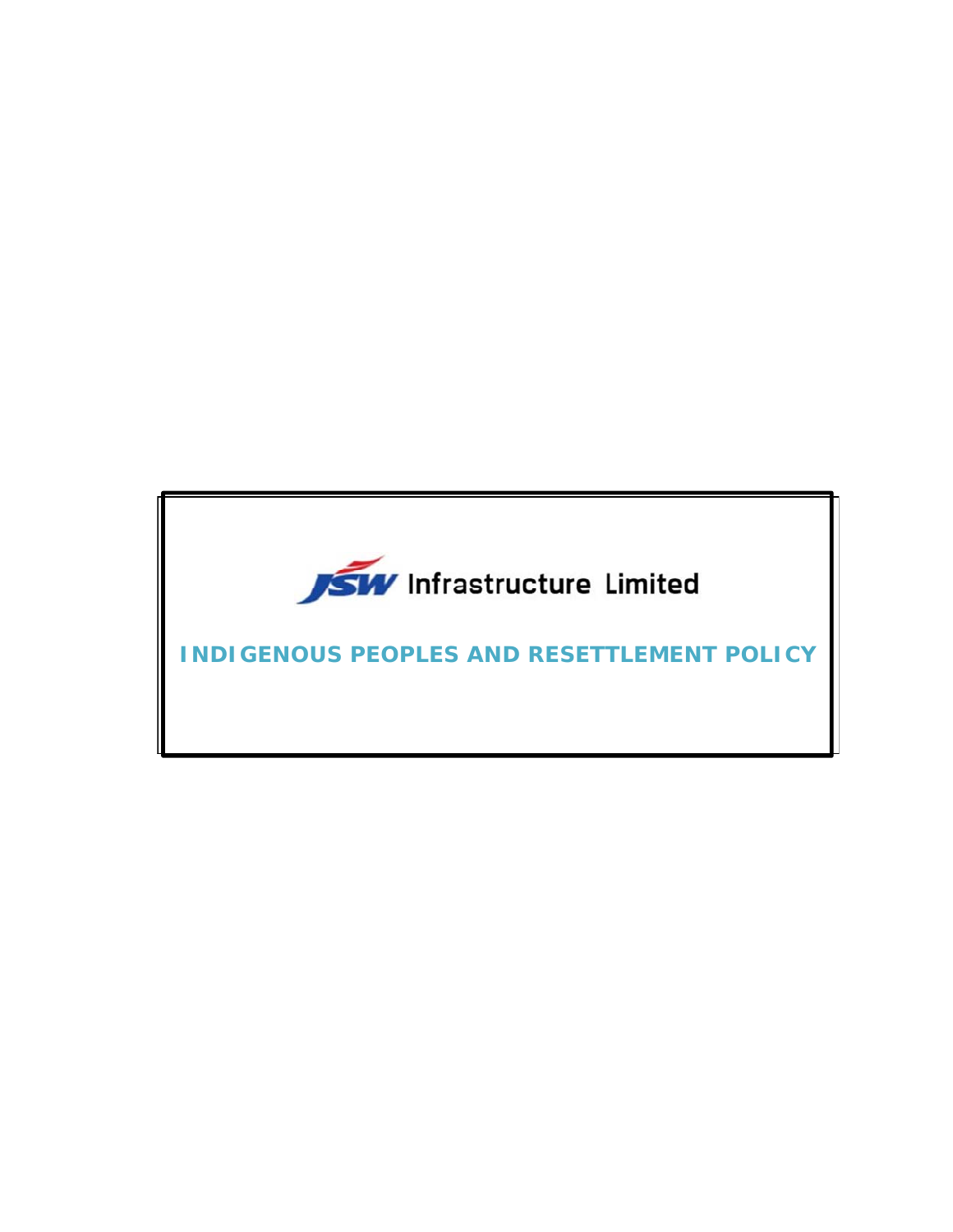JSW Infrastructure Limited

# INDIGENOUS PEOPLES AND RESETTLEMENT POLICY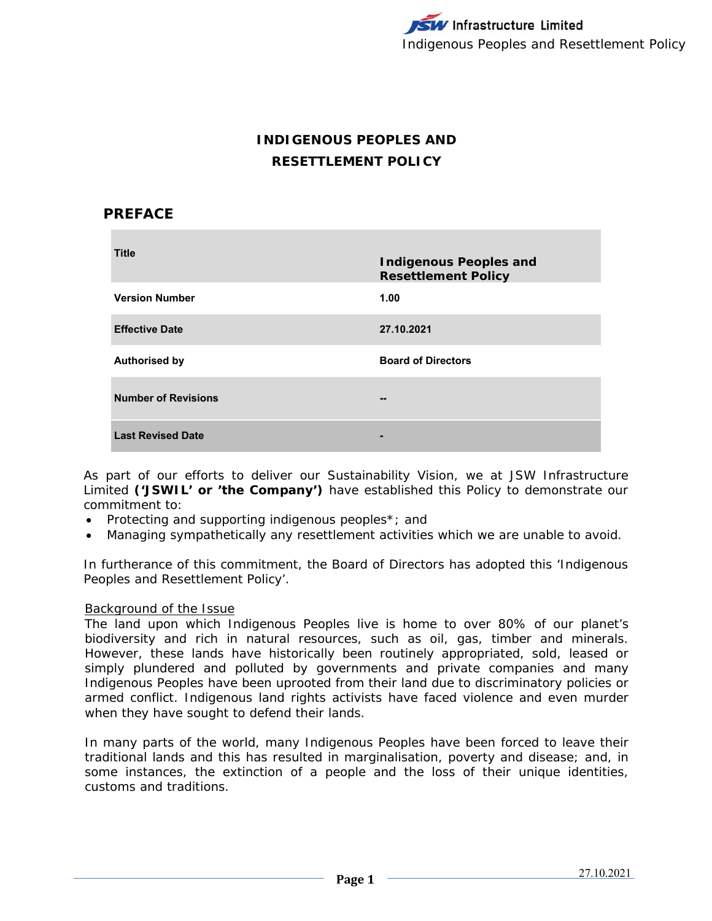# INDIGENOUS PEOPLES AND RESETTLEMENT POLICY

## PREFACE

| | |
|---|---|
| **Title** | **Indigenous Peoples and Resettlement Policy** |
| **Version Number** | **1.00** |
| **Effective Date** | **27.10.2021** |
| **Authorised by** | **Board of Directors** |
| **Number of Revisions** | **--** |
| **Last Revised Date** | **-** |

As part of our efforts to deliver our Sustainability Vision, we at JSW Infrastructure Limited **('JSWIL' or 'the Company')** have established this Policy to demonstrate our commitment to:

- Protecting and supporting indigenous peoples*; and
- Managing sympathetically any resettlement activities which we are unable to avoid.

In furtherance of this commitment, the Board of Directors has adopted this 'Indigenous Peoples and Resettlement Policy'.

Background of the Issue

The land upon which Indigenous Peoples live is home to over 80% of our planet's biodiversity and rich in natural resources, such as oil, gas, timber and minerals. However, these lands have historically been routinely appropriated, sold, leased or simply plundered and polluted by governments and private companies and many Indigenous Peoples have been uprooted from their land due to discriminatory policies or armed conflict. Indigenous land rights activists have faced violence and even murder when they have sought to defend their lands.

In many parts of the world, many Indigenous Peoples have been forced to leave their traditional lands and this has resulted in marginalisation, poverty and disease; and, in some instances, the extinction of a people and the loss of their unique identities, customs and traditions.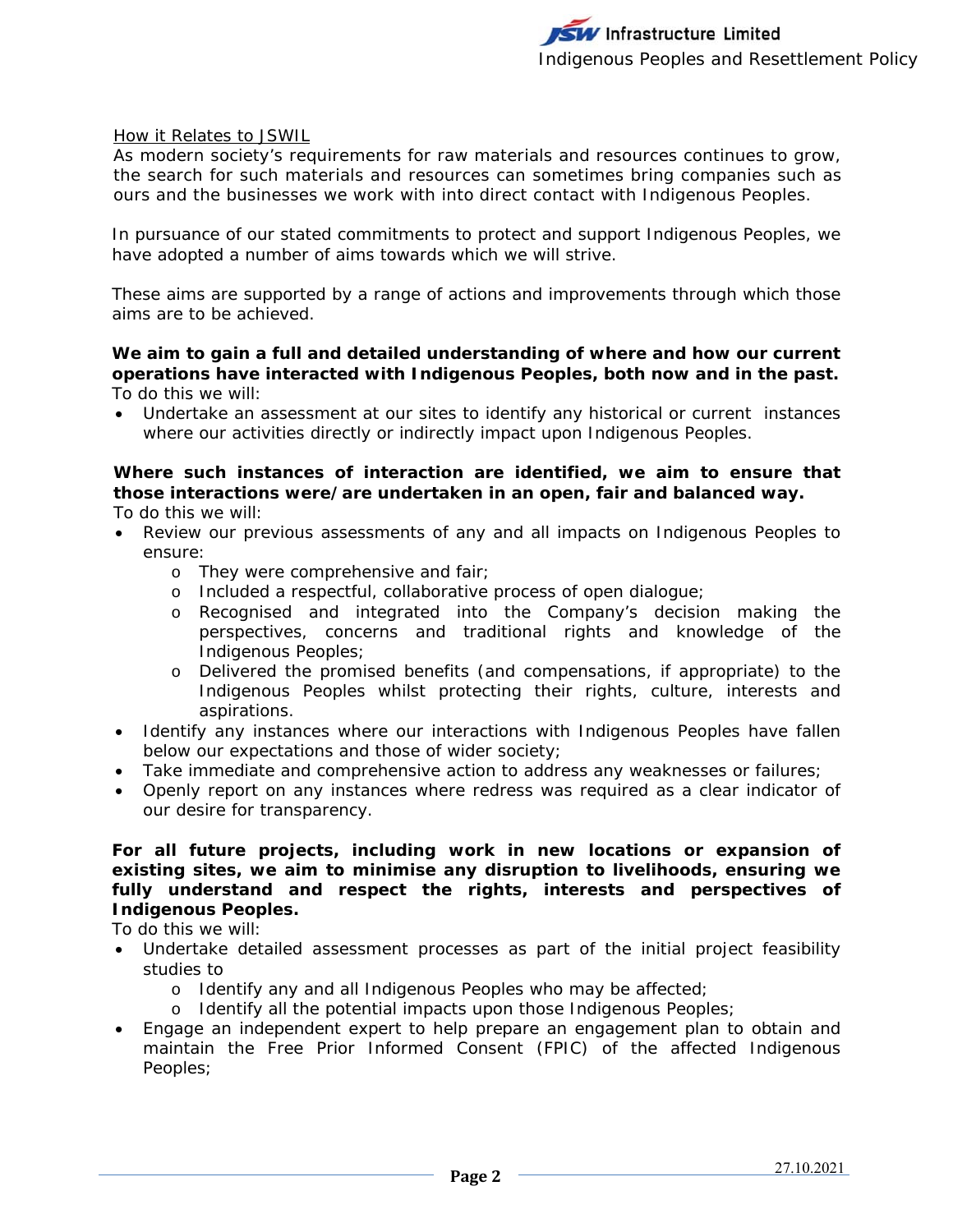<u>How it Relates to JSWIL</u>

As modern society's requirements for raw materials and resources continues to grow, the search for such materials and resources can sometimes bring companies such as ours and the businesses we work with into direct contact with Indigenous Peoples.

In pursuance of our stated commitments to protect and support Indigenous Peoples, we have adopted a number of aims towards which we will strive.

These aims are supported by a range of actions and improvements through which those aims are to be achieved.

**We aim to gain a full and detailed understanding of where and how our current operations have interacted with Indigenous Peoples, both now and in the past.**
To do this we will:

- Undertake an assessment at our sites to identify any historical or current instances where our activities directly or indirectly impact upon Indigenous Peoples.

**Where such instances of interaction are identified, we aim to ensure that those interactions were/are undertaken in an open, fair and balanced way.**
To do this we will:

- Review our previous assessments of any and all impacts on Indigenous Peoples to ensure:
    - They were comprehensive and fair;
    - Included a respectful, collaborative process of open dialogue;
    - Recognised and integrated into the Company's decision making the perspectives, concerns and traditional rights and knowledge of the Indigenous Peoples;
    - Delivered the promised benefits (and compensations, if appropriate) to the Indigenous Peoples whilst protecting their rights, culture, interests and aspirations.
- Identify any instances where our interactions with Indigenous Peoples have fallen below our expectations and those of wider society;
- Take immediate and comprehensive action to address any weaknesses or failures;
- Openly report on any instances where redress was required as a clear indicator of our desire for transparency.

**For all future projects, including work in new locations or expansion of existing sites, we aim to minimise any disruption to livelihoods, ensuring we fully understand and respect the rights, interests and perspectives of Indigenous Peoples.**
To do this we will:

- Undertake detailed assessment processes as part of the initial project feasibility studies to
    - Identify any and all Indigenous Peoples who may be affected;
    - Identify all the potential impacts upon those Indigenous Peoples;
- Engage an independent expert to help prepare an engagement plan to obtain and maintain the Free Prior Informed Consent (FPIC) of the affected Indigenous Peoples;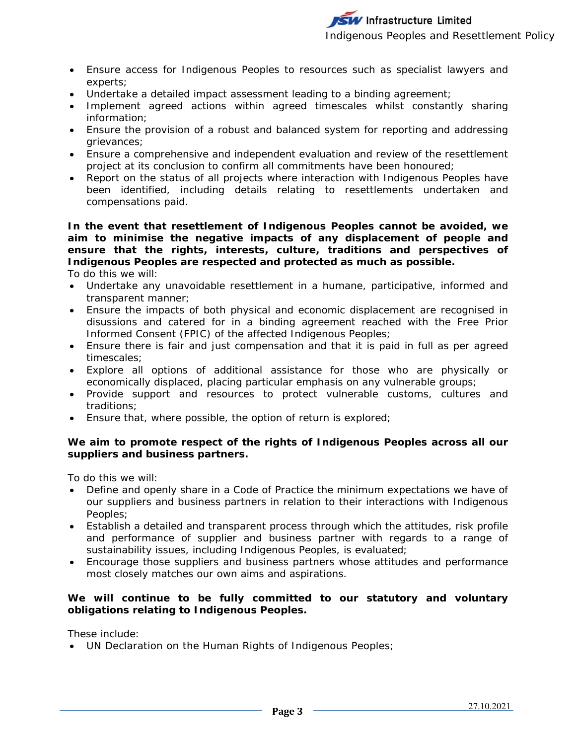- Ensure access for Indigenous Peoples to resources such as specialist lawyers and experts;
- Undertake a detailed impact assessment leading to a binding agreement;
- Implement agreed actions within agreed timescales whilst constantly sharing information;
- Ensure the provision of a robust and balanced system for reporting and addressing grievances;
- Ensure a comprehensive and independent evaluation and review of the resettlement project at its conclusion to confirm all commitments have been honoured;
- Report on the status of all projects where interaction with Indigenous Peoples have been identified, including details relating to resettlements undertaken and compensations paid.

**In the event that resettlement of Indigenous Peoples cannot be avoided, we aim to minimise the negative impacts of any displacement of people and ensure that the rights, interests, culture, traditions and perspectives of Indigenous Peoples are respected and protected as much as possible.**

To do this we will:

- Undertake any unavoidable resettlement in a humane, participative, informed and transparent manner;
- Ensure the impacts of both physical and economic displacement are recognised in disussions and catered for in a binding agreement reached with the Free Prior Informed Consent (FPIC) of the affected Indigenous Peoples;
- Ensure there is fair and just compensation and that it is paid in full as per agreed timescales;
- Explore all options of additional assistance for those who are physically or economically displaced, placing particular emphasis on any vulnerable groups;
- Provide support and resources to protect vulnerable customs, cultures and traditions;
- Ensure that, where possible, the option of return is explored;

**We aim to promote respect of the rights of Indigenous Peoples across all our suppliers and business partners.**

To do this we will:

- Define and openly share in a Code of Practice the minimum expectations we have of our suppliers and business partners in relation to their interactions with Indigenous Peoples;
- Establish a detailed and transparent process through which the attitudes, risk profile and performance of supplier and business partner with regards to a range of sustainability issues, including Indigenous Peoples, is evaluated;
- Encourage those suppliers and business partners whose attitudes and performance most closely matches our own aims and aspirations.

**We will continue to be fully committed to our statutory and voluntary obligations relating to Indigenous Peoples.**

These include:

- UN Declaration on the Human Rights of Indigenous Peoples;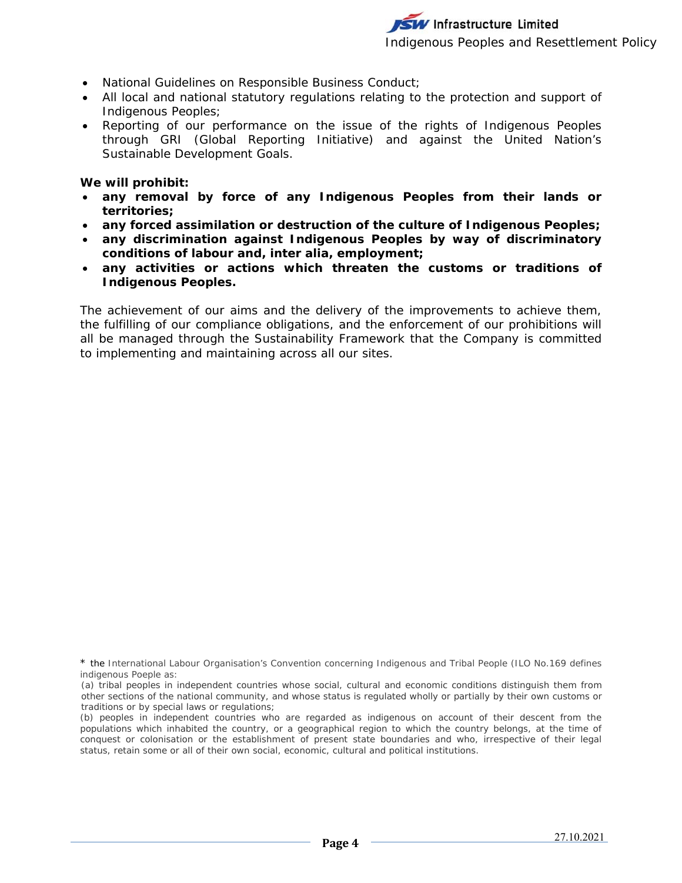- National Guidelines on Responsible Business Conduct;
- All local and national statutory regulations relating to the protection and support of Indigenous Peoples;
- Reporting of our performance on the issue of the rights of Indigenous Peoples through GRI (Global Reporting Initiative) and against the United Nation's Sustainable Development Goals.

**We will prohibit:**

- **any removal by force of any Indigenous Peoples from their lands or territories;**
- **any forced assimilation or destruction of the culture of Indigenous Peoples;**
- **any discrimination against Indigenous Peoples by way of discriminatory conditions of labour and, inter alia, employment;**
- **any activities or actions which threaten the customs or traditions of Indigenous Peoples.**

The achievement of our aims and the delivery of the improvements to achieve them, the fulfilling of our compliance obligations, and the enforcement of our prohibitions will all be managed through the Sustainability Framework that the Company is committed to implementing and maintaining across all our sites.

* the International Labour Organisation's Convention concerning Indigenous and Tribal People (ILO No.169 defines indigenous Poeple as:

(a) tribal peoples in independent countries whose social, cultural and economic conditions distinguish them from other sections of the national community, and whose status is regulated wholly or partially by their own customs or traditions or by special laws or regulations;

(b) peoples in independent countries who are regarded as indigenous on account of their descent from the populations which inhabited the country, or a geographical region to which the country belongs, at the time of conquest or colonisation or the establishment of present state boundaries and who, irrespective of their legal status, retain some or all of their own social, economic, cultural and political institutions.

27.10.2021